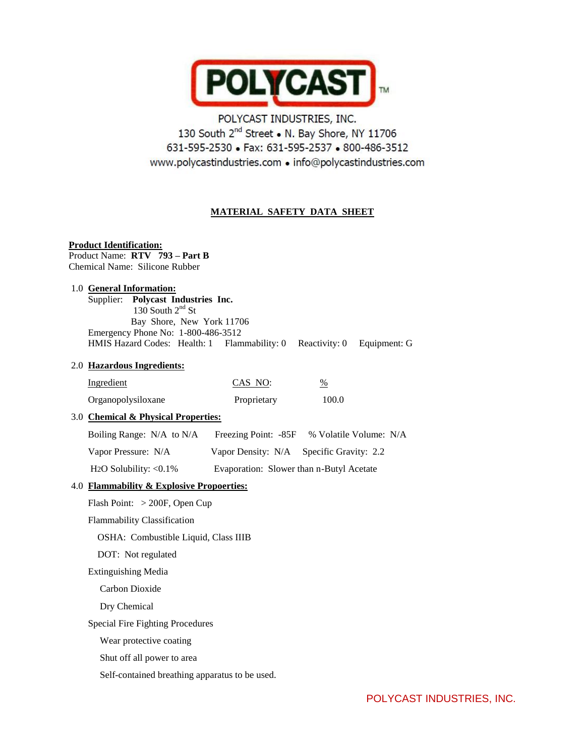**POLYCAST**™

POLYCAST INDUSTRIES, INC.
130 South 2[nd] Street • N. Bay Shore, NY 11706
631-595-2530 • Fax: 631-595-2537 • 800-486-3512
www.polycastindustries.com • info@polycastindustries.com

# MATERIAL SAFETY DATA SHEET

**Product Identification:**
Product Name: **RTV 793 – Part B**
Chemical Name: Silicone Rubber

## 1.0 General Information:

Supplier: **Polycast Industries Inc.**
130 South 2[nd] St
Bay Shore, New York 11706
Emergency Phone No: 1-800-486-3512
HMIS Hazard Codes: Health: 1 Flammability: 0 Reactivity: 0 Equipment: G

## 2.0 Hazardous Ingredients:

| Ingredient | CAS NO: | % |
|---|---|---|
| Organopolysiloxane | Proprietary | 100.0 |

## 3.0 Chemical & Physical Properties:

Boiling Range: N/A to N/A    Freezing Point: -85F    % Volatile Volume: N/A

Vapor Pressure: N/A    Vapor Density: N/A    Specific Gravity: 2.2

$H_2O$ Solubility: <0.1%    Evaporation: Slower than n-Butyl Acetate

## 4.0 Flammability & Explosive Propoerties:

Flash Point: > 200F, Open Cup

Flammability Classification

OSHA: Combustible Liquid, Class IIIB

DOT: Not regulated

Extinguishing Media

Carbon Dioxide

Dry Chemical

Special Fire Fighting Procedures

Wear protective coating

Shut off all power to area

Self-contained breathing apparatus to be used.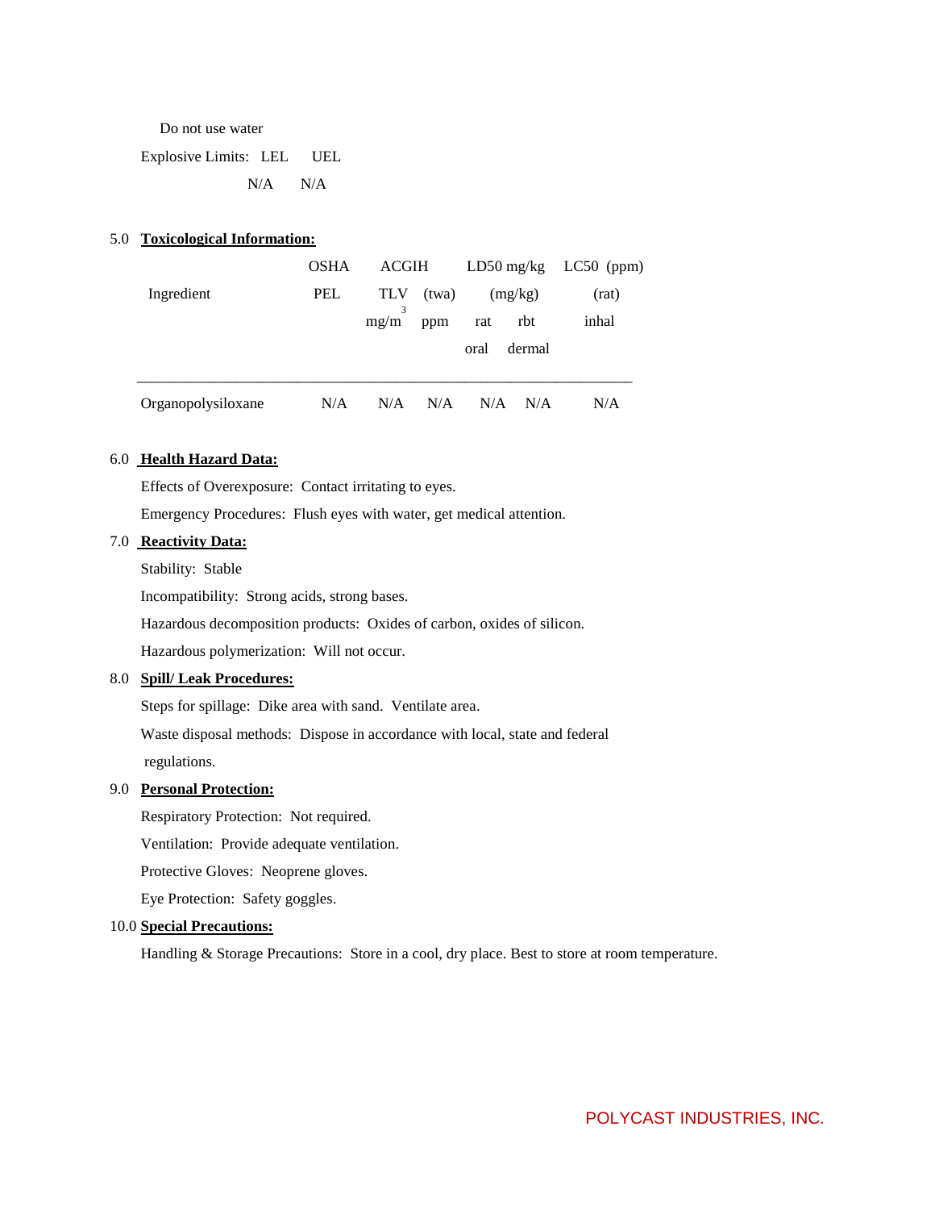Do not use water

Explosive Limits: LEL UEL

N/A N/A

## 5.0 **Toxicological Information:**

| Ingredient | OSHA PEL | ACGIH TLV (twa) $mg/m^3$ | ACGIH TLV (twa) ppm | LD50 mg/kg (mg/kg) rat oral | LD50 mg/kg (mg/kg) rbt dermal | LC50 (ppm) (rat) inhal |
|---|---|---|---|---|---|---|
| Organopolysiloxane | N/A | N/A | N/A | N/A | N/A | N/A |

## 6.0 **Health Hazard Data:**

Effects of Overexposure: Contact irritating to eyes.

Emergency Procedures: Flush eyes with water, get medical attention.

## 7.0 **Reactivity Data:**

Stability: Stable

Incompatibility: Strong acids, strong bases.

Hazardous decomposition products: Oxides of carbon, oxides of silicon.

Hazardous polymerization: Will not occur.

## 8.0 **Spill/ Leak Procedures:**

Steps for spillage: Dike area with sand. Ventilate area.

Waste disposal methods: Dispose in accordance with local, state and federal regulations.

## 9.0 **Personal Protection:**

Respiratory Protection: Not required.

Ventilation: Provide adequate ventilation.

Protective Gloves: Neoprene gloves.

Eye Protection: Safety goggles.

## 10.0 **Special Precautions:**

Handling & Storage Precautions: Store in a cool, dry place. Best to store at room temperature.